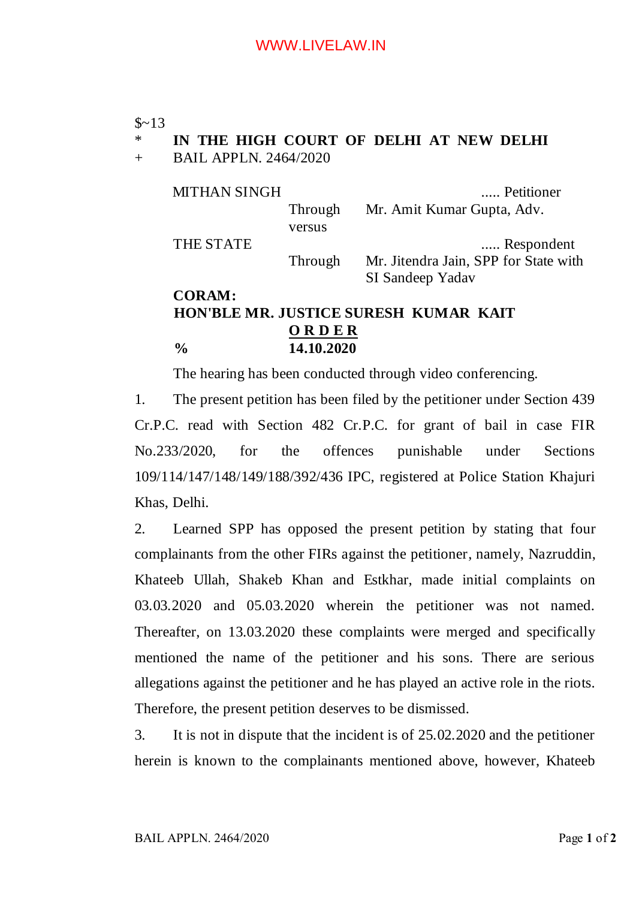$~13

\* **IN THE HIGH COURT OF DELHI AT NEW DELHI**

\+ BAIL APPLN. 2464/2020

MITHAN SINGH ..... Petitioner
Through Mr. Amit Kumar Gupta, Adv.

versus

THE STATE ..... Respondent
Through Mr. Jitendra Jain, SPP for State with SI Sandeep Yadav

**CORAM:**
**HON'BLE MR. JUSTICE SURESH KUMAR KAIT**

**O R D E R**

**% 14.10.2020**

The hearing has been conducted through video conferencing.

1. The present petition has been filed by the petitioner under Section 439 Cr.P.C. read with Section 482 Cr.P.C. for grant of bail in case FIR No.233/2020, for the offences punishable under Sections 109/114/147/148/149/188/392/436 IPC, registered at Police Station Khajuri Khas, Delhi.

2. Learned SPP has opposed the present petition by stating that four complainants from the other FIRs against the petitioner, namely, Nazruddin, Khateeb Ullah, Shakeb Khan and Estkhar, made initial complaints on 03.03.2020 and 05.03.2020 wherein the petitioner was not named. Thereafter, on 13.03.2020 these complaints were merged and specifically mentioned the name of the petitioner and his sons. There are serious allegations against the petitioner and he has played an active role in the riots. Therefore, the present petition deserves to be dismissed.

3. It is not in dispute that the incident is of 25.02.2020 and the petitioner herein is known to the complainants mentioned above, however, Khateeb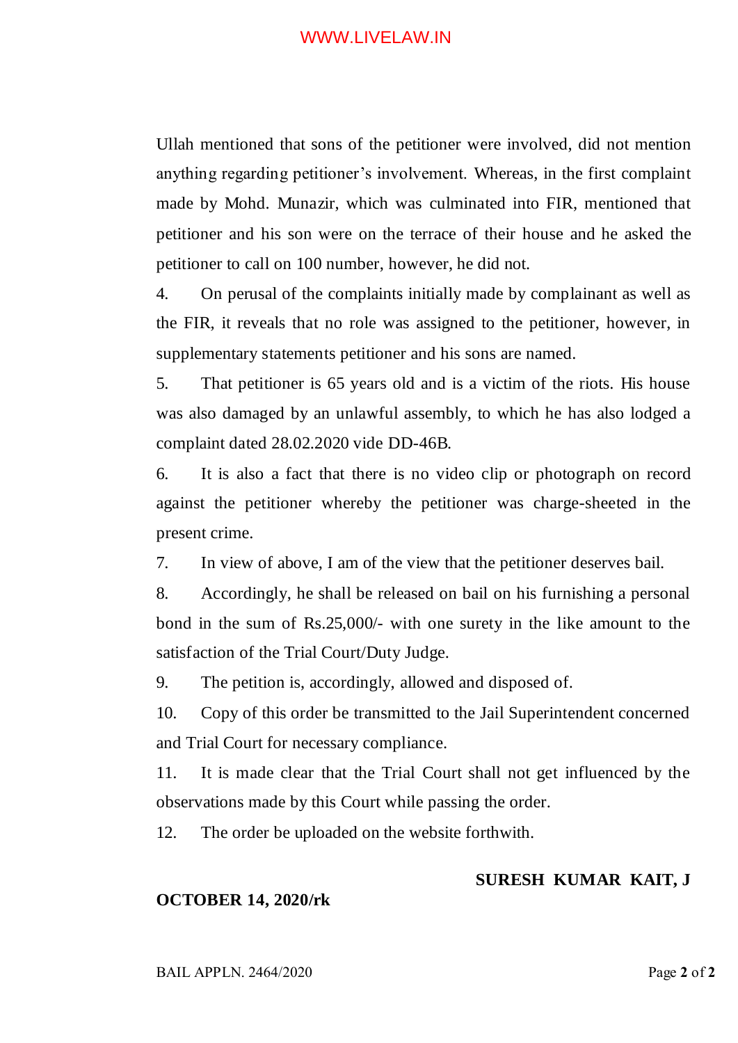Ullah mentioned that sons of the petitioner were involved, did not mention anything regarding petitioner's involvement. Whereas, in the first complaint made by Mohd. Munazir, which was culminated into FIR, mentioned that petitioner and his son were on the terrace of their house and he asked the petitioner to call on 100 number, however, he did not.

4. On perusal of the complaints initially made by complainant as well as the FIR, it reveals that no role was assigned to the petitioner, however, in supplementary statements petitioner and his sons are named.

5. That petitioner is 65 years old and is a victim of the riots. His house was also damaged by an unlawful assembly, to which he has also lodged a complaint dated 28.02.2020 vide DD-46B.

6. It is also a fact that there is no video clip or photograph on record against the petitioner whereby the petitioner was charge-sheeted in the present crime.

7. In view of above, I am of the view that the petitioner deserves bail.

8. Accordingly, he shall be released on bail on his furnishing a personal bond in the sum of Rs.25,000/- with one surety in the like amount to the satisfaction of the Trial Court/Duty Judge.

9. The petition is, accordingly, allowed and disposed of.

10. Copy of this order be transmitted to the Jail Superintendent concerned and Trial Court for necessary compliance.

11. It is made clear that the Trial Court shall not get influenced by the observations made by this Court while passing the order.

12. The order be uploaded on the website forthwith.

**SURESH KUMAR KAIT, J**

**OCTOBER 14, 2020/rk**